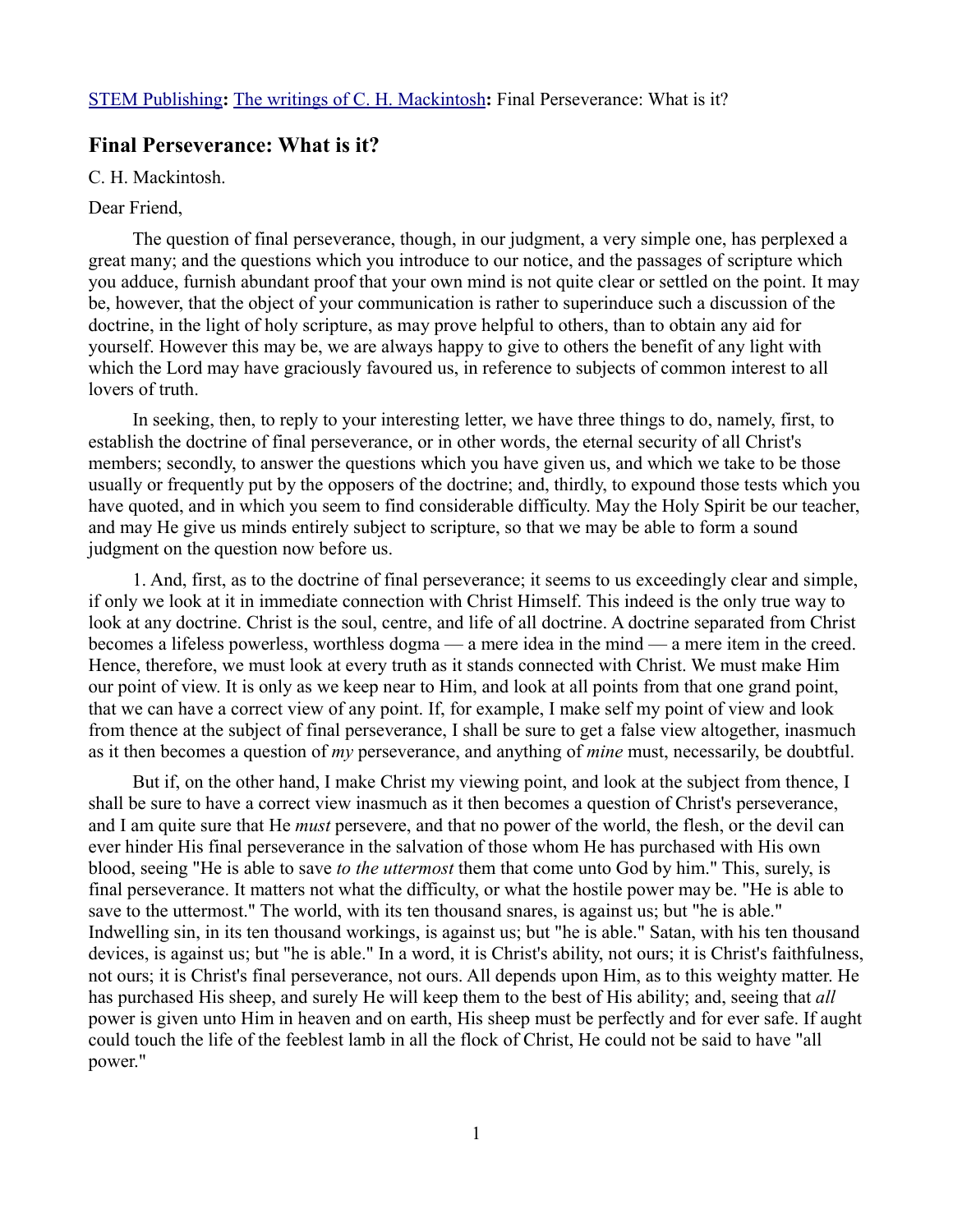STEM Publishing**:** The writings of C. H. Mackintosh**:** Final Perseverance: What is it?

## Final Perseverance: What is it?

C. H. Mackintosh.

Dear Friend,

The question of final perseverance, though, in our judgment, a very simple one, has perplexed a great many; and the questions which you introduce to our notice, and the passages of scripture which you adduce, furnish abundant proof that your own mind is not quite clear or settled on the point. It may be, however, that the object of your communication is rather to superinduce such a discussion of the doctrine, in the light of holy scripture, as may prove helpful to others, than to obtain any aid for yourself. However this may be, we are always happy to give to others the benefit of any light with which the Lord may have graciously favoured us, in reference to subjects of common interest to all lovers of truth.

In seeking, then, to reply to your interesting letter, we have three things to do, namely, first, to establish the doctrine of final perseverance, or in other words, the eternal security of all Christ's members; secondly, to answer the questions which you have given us, and which we take to be those usually or frequently put by the opposers of the doctrine; and, thirdly, to expound those tests which you have quoted, and in which you seem to find considerable difficulty. May the Holy Spirit be our teacher, and may He give us minds entirely subject to scripture, so that we may be able to form a sound judgment on the question now before us.

1. And, first, as to the doctrine of final perseverance; it seems to us exceedingly clear and simple, if only we look at it in immediate connection with Christ Himself. This indeed is the only true way to look at any doctrine. Christ is the soul, centre, and life of all doctrine. A doctrine separated from Christ becomes a lifeless powerless, worthless dogma — a mere idea in the mind — a mere item in the creed. Hence, therefore, we must look at every truth as it stands connected with Christ. We must make Him our point of view. It is only as we keep near to Him, and look at all points from that one grand point, that we can have a correct view of any point. If, for example, I make self my point of view and look from thence at the subject of final perseverance, I shall be sure to get a false view altogether, inasmuch as it then becomes a question of *my* perseverance, and anything of *mine* must, necessarily, be doubtful.

But if, on the other hand, I make Christ my viewing point, and look at the subject from thence, I shall be sure to have a correct view inasmuch as it then becomes a question of Christ's perseverance, and I am quite sure that He *must* persevere, and that no power of the world, the flesh, or the devil can ever hinder His final perseverance in the salvation of those whom He has purchased with His own blood, seeing "He is able to save *to the uttermost* them that come unto God by him." This, surely, is final perseverance. It matters not what the difficulty, or what the hostile power may be. "He is able to save to the uttermost." The world, with its ten thousand snares, is against us; but "he is able." Indwelling sin, in its ten thousand workings, is against us; but "he is able." Satan, with his ten thousand devices, is against us; but "he is able." In a word, it is Christ's ability, not ours; it is Christ's faithfulness, not ours; it is Christ's final perseverance, not ours. All depends upon Him, as to this weighty matter. He has purchased His sheep, and surely He will keep them to the best of His ability; and, seeing that *all* power is given unto Him in heaven and on earth, His sheep must be perfectly and for ever safe. If aught could touch the life of the feeblest lamb in all the flock of Christ, He could not be said to have "all power."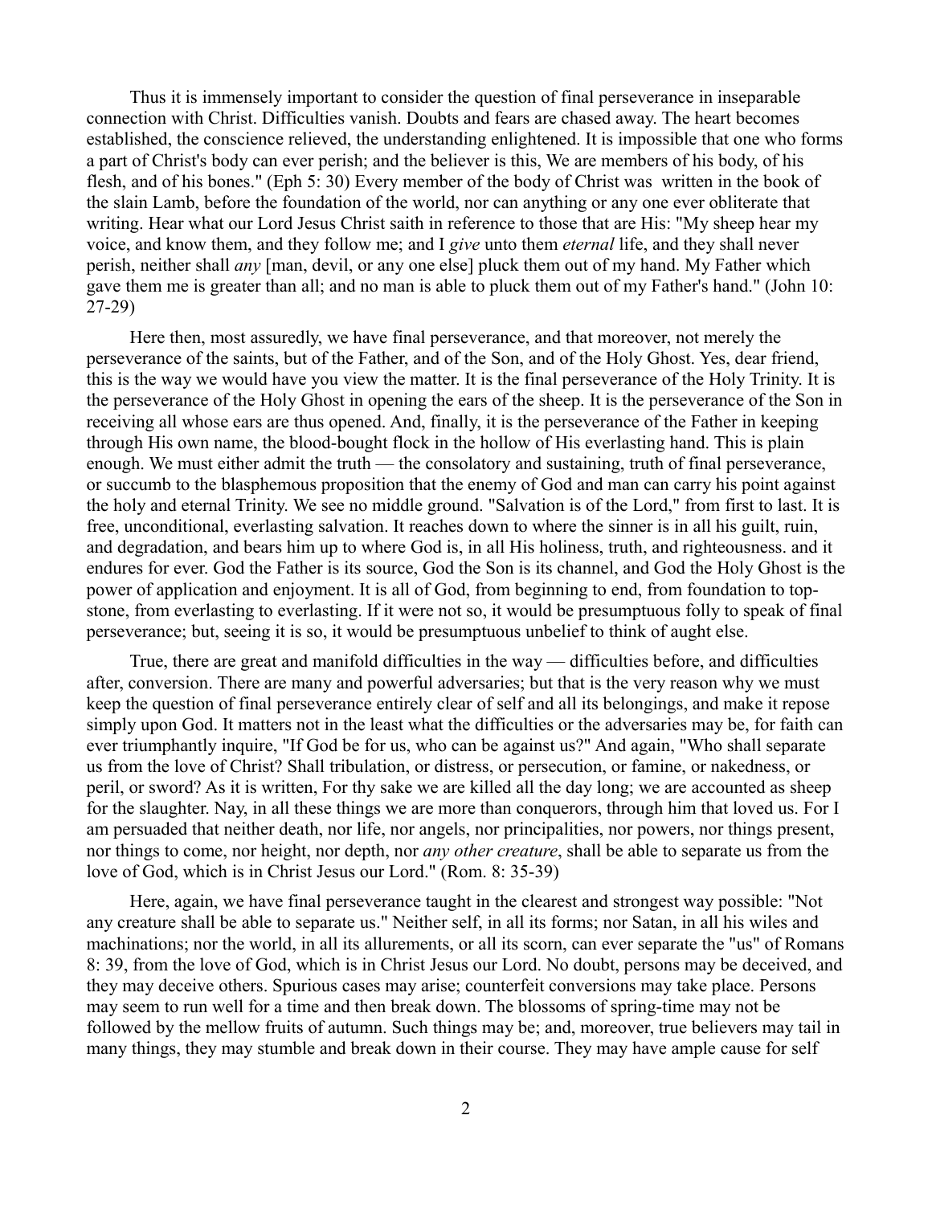Thus it is immensely important to consider the question of final perseverance in inseparable connection with Christ. Difficulties vanish. Doubts and fears are chased away. The heart becomes established, the conscience relieved, the understanding enlightened. It is impossible that one who forms a part of Christ's body can ever perish; and the believer is this, We are members of his body, of his flesh, and of his bones." (Eph 5: 30) Every member of the body of Christ was written in the book of the slain Lamb, before the foundation of the world, nor can anything or any one ever obliterate that writing. Hear what our Lord Jesus Christ saith in reference to those that are His: "My sheep hear my voice, and know them, and they follow me; and I *give* unto them *eternal* life, and they shall never perish, neither shall *any* [man, devil, or any one else] pluck them out of my hand. My Father which gave them me is greater than all; and no man is able to pluck them out of my Father's hand." (John 10: 27-29)

Here then, most assuredly, we have final perseverance, and that moreover, not merely the perseverance of the saints, but of the Father, and of the Son, and of the Holy Ghost. Yes, dear friend, this is the way we would have you view the matter. It is the final perseverance of the Holy Trinity. It is the perseverance of the Holy Ghost in opening the ears of the sheep. It is the perseverance of the Son in receiving all whose ears are thus opened. And, finally, it is the perseverance of the Father in keeping through His own name, the blood-bought flock in the hollow of His everlasting hand. This is plain enough. We must either admit the truth — the consolatory and sustaining, truth of final perseverance, or succumb to the blasphemous proposition that the enemy of God and man can carry his point against the holy and eternal Trinity. We see no middle ground. "Salvation is of the Lord," from first to last. It is free, unconditional, everlasting salvation. It reaches down to where the sinner is in all his guilt, ruin, and degradation, and bears him up to where God is, in all His holiness, truth, and righteousness. and it endures for ever. God the Father is its source, God the Son is its channel, and God the Holy Ghost is the power of application and enjoyment. It is all of God, from beginning to end, from foundation to top-stone, from everlasting to everlasting. If it were not so, it would be presumptuous folly to speak of final perseverance; but, seeing it is so, it would be presumptuous unbelief to think of aught else.

True, there are great and manifold difficulties in the way — difficulties before, and difficulties after, conversion. There are many and powerful adversaries; but that is the very reason why we must keep the question of final perseverance entirely clear of self and all its belongings, and make it repose simply upon God. It matters not in the least what the difficulties or the adversaries may be, for faith can ever triumphantly inquire, "If God be for us, who can be against us?" And again, "Who shall separate us from the love of Christ? Shall tribulation, or distress, or persecution, or famine, or nakedness, or peril, or sword? As it is written, For thy sake we are killed all the day long; we are accounted as sheep for the slaughter. Nay, in all these things we are more than conquerors, through him that loved us. For I am persuaded that neither death, nor life, nor angels, nor principalities, nor powers, nor things present, nor things to come, nor height, nor depth, nor *any other creature*, shall be able to separate us from the love of God, which is in Christ Jesus our Lord." (Rom. 8: 35-39)

Here, again, we have final perseverance taught in the clearest and strongest way possible: "Not any creature shall be able to separate us." Neither self, in all its forms; nor Satan, in all his wiles and machinations; nor the world, in all its allurements, or all its scorn, can ever separate the "us" of Romans 8: 39, from the love of God, which is in Christ Jesus our Lord. No doubt, persons may be deceived, and they may deceive others. Spurious cases may arise; counterfeit conversions may take place. Persons may seem to run well for a time and then break down. The blossoms of spring-time may not be followed by the mellow fruits of autumn. Such things may be; and, moreover, true believers may tail in many things, they may stumble and break down in their course. They may have ample cause for self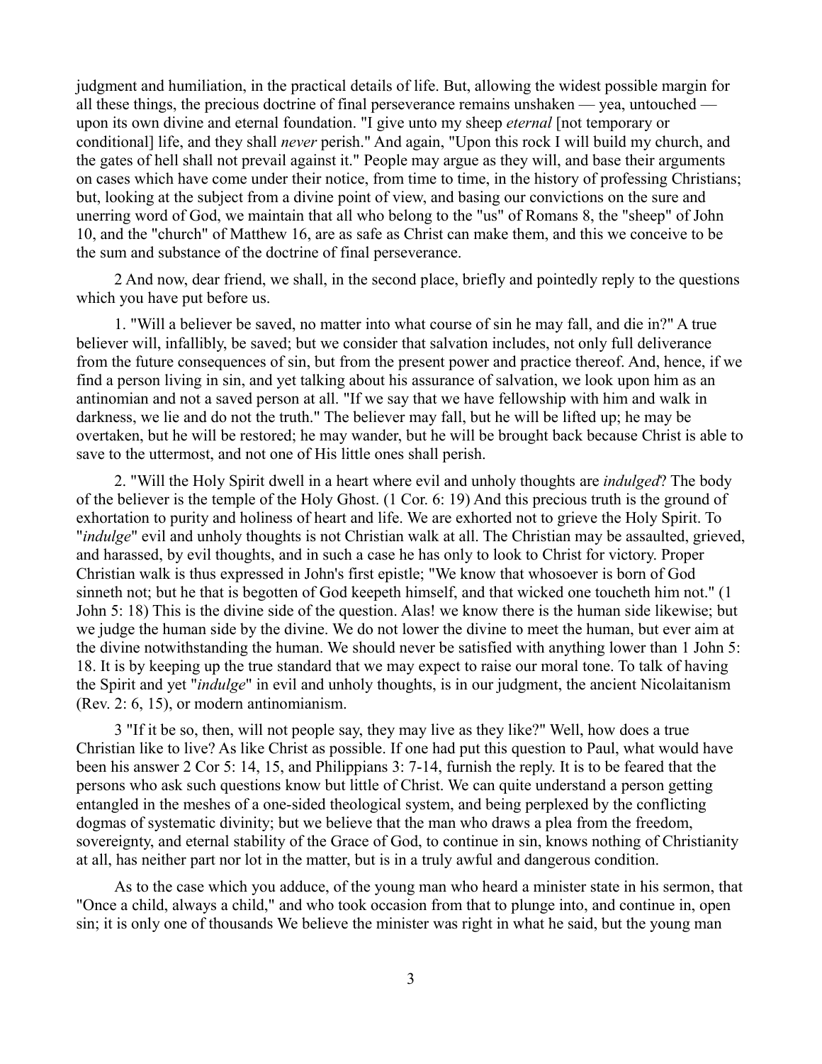judgment and humiliation, in the practical details of life. But, allowing the widest possible margin for all these things, the precious doctrine of final perseverance remains unshaken — yea, untouched — upon its own divine and eternal foundation. "I give unto my sheep *eternal* [not temporary or conditional] life, and they shall *never* perish." And again, "Upon this rock I will build my church, and the gates of hell shall not prevail against it." People may argue as they will, and base their arguments on cases which have come under their notice, from time to time, in the history of professing Christians; but, looking at the subject from a divine point of view, and basing our convictions on the sure and unerring word of God, we maintain that all who belong to the "us" of Romans 8, the "sheep" of John 10, and the "church" of Matthew 16, are as safe as Christ can make them, and this we conceive to be the sum and substance of the doctrine of final perseverance.

2 And now, dear friend, we shall, in the second place, briefly and pointedly reply to the questions which you have put before us.

1. "Will a believer be saved, no matter into what course of sin he may fall, and die in?" A true believer will, infallibly, be saved; but we consider that salvation includes, not only full deliverance from the future consequences of sin, but from the present power and practice thereof. And, hence, if we find a person living in sin, and yet talking about his assurance of salvation, we look upon him as an antinomian and not a saved person at all. "If we say that we have fellowship with him and walk in darkness, we lie and do not the truth." The believer may fall, but he will be lifted up; he may be overtaken, but he will be restored; he may wander, but he will be brought back because Christ is able to save to the uttermost, and not one of His little ones shall perish.

2. "Will the Holy Spirit dwell in a heart where evil and unholy thoughts are *indulged*? The body of the believer is the temple of the Holy Ghost. (1 Cor. 6: 19) And this precious truth is the ground of exhortation to purity and holiness of heart and life. We are exhorted not to grieve the Holy Spirit. To "*indulge*" evil and unholy thoughts is not Christian walk at all. The Christian may be assaulted, grieved, and harassed, by evil thoughts, and in such a case he has only to look to Christ for victory. Proper Christian walk is thus expressed in John's first epistle; "We know that whosoever is born of God sinneth not; but he that is begotten of God keepeth himself, and that wicked one toucheth him not." (1 John 5: 18) This is the divine side of the question. Alas! we know there is the human side likewise; but we judge the human side by the divine. We do not lower the divine to meet the human, but ever aim at the divine notwithstanding the human. We should never be satisfied with anything lower than 1 John 5: 18. It is by keeping up the true standard that we may expect to raise our moral tone. To talk of having the Spirit and yet "*indulge*" in evil and unholy thoughts, is in our judgment, the ancient Nicolaitanism (Rev. 2: 6, 15), or modern antinomianism.

3 "If it be so, then, will not people say, they may live as they like?" Well, how does a true Christian like to live? As like Christ as possible. If one had put this question to Paul, what would have been his answer 2 Cor 5: 14, 15, and Philippians 3: 7-14, furnish the reply. It is to be feared that the persons who ask such questions know but little of Christ. We can quite understand a person getting entangled in the meshes of a one-sided theological system, and being perplexed by the conflicting dogmas of systematic divinity; but we believe that the man who draws a plea from the freedom, sovereignty, and eternal stability of the Grace of God, to continue in sin, knows nothing of Christianity at all, has neither part nor lot in the matter, but is in a truly awful and dangerous condition.

As to the case which you adduce, of the young man who heard a minister state in his sermon, that "Once a child, always a child," and who took occasion from that to plunge into, and continue in, open sin; it is only one of thousands We believe the minister was right in what he said, but the young man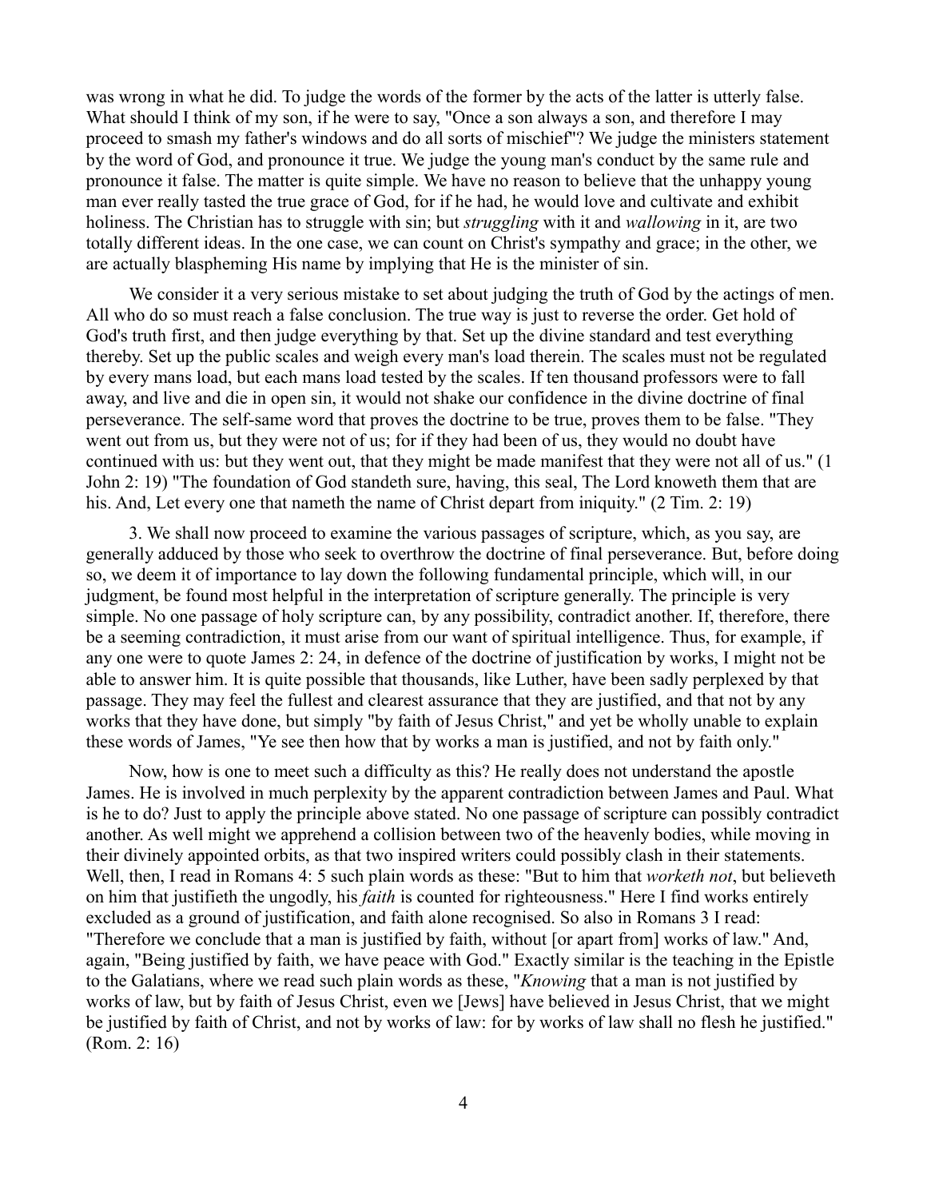was wrong in what he did. To judge the words of the former by the acts of the latter is utterly false. What should I think of my son, if he were to say, "Once a son always a son, and therefore I may proceed to smash my father's windows and do all sorts of mischief"? We judge the ministers statement by the word of God, and pronounce it true. We judge the young man's conduct by the same rule and pronounce it false. The matter is quite simple. We have no reason to believe that the unhappy young man ever really tasted the true grace of God, for if he had, he would love and cultivate and exhibit holiness. The Christian has to struggle with sin; but *struggling* with it and *wallowing* in it, are two totally different ideas. In the one case, we can count on Christ's sympathy and grace; in the other, we are actually blaspheming His name by implying that He is the minister of sin.

We consider it a very serious mistake to set about judging the truth of God by the actings of men. All who do so must reach a false conclusion. The true way is just to reverse the order. Get hold of God's truth first, and then judge everything by that. Set up the divine standard and test everything thereby. Set up the public scales and weigh every man's load therein. The scales must not be regulated by every mans load, but each mans load tested by the scales. If ten thousand professors were to fall away, and live and die in open sin, it would not shake our confidence in the divine doctrine of final perseverance. The self-same word that proves the doctrine to be true, proves them to be false. "They went out from us, but they were not of us; for if they had been of us, they would no doubt have continued with us: but they went out, that they might be made manifest that they were not all of us." (1 John 2: 19) "The foundation of God standeth sure, having, this seal, The Lord knoweth them that are his. And, Let every one that nameth the name of Christ depart from iniquity." (2 Tim. 2: 19)

3. We shall now proceed to examine the various passages of scripture, which, as you say, are generally adduced by those who seek to overthrow the doctrine of final perseverance. But, before doing so, we deem it of importance to lay down the following fundamental principle, which will, in our judgment, be found most helpful in the interpretation of scripture generally. The principle is very simple. No one passage of holy scripture can, by any possibility, contradict another. If, therefore, there be a seeming contradiction, it must arise from our want of spiritual intelligence. Thus, for example, if any one were to quote James 2: 24, in defence of the doctrine of justification by works, I might not be able to answer him. It is quite possible that thousands, like Luther, have been sadly perplexed by that passage. They may feel the fullest and clearest assurance that they are justified, and that not by any works that they have done, but simply "by faith of Jesus Christ," and yet be wholly unable to explain these words of James, "Ye see then how that by works a man is justified, and not by faith only."

Now, how is one to meet such a difficulty as this? He really does not understand the apostle James. He is involved in much perplexity by the apparent contradiction between James and Paul. What is he to do? Just to apply the principle above stated. No one passage of scripture can possibly contradict another. As well might we apprehend a collision between two of the heavenly bodies, while moving in their divinely appointed orbits, as that two inspired writers could possibly clash in their statements. Well, then, I read in Romans 4: 5 such plain words as these: "But to him that *worketh not*, but believeth on him that justifieth the ungodly, his *faith* is counted for righteousness." Here I find works entirely excluded as a ground of justification, and faith alone recognised. So also in Romans 3 I read: "Therefore we conclude that a man is justified by faith, without [or apart from] works of law." And, again, "Being justified by faith, we have peace with God." Exactly similar is the teaching in the Epistle to the Galatians, where we read such plain words as these, "*Knowing* that a man is not justified by works of law, but by faith of Jesus Christ, even we [Jews] have believed in Jesus Christ, that we might be justified by faith of Christ, and not by works of law: for by works of law shall no flesh he justified." (Rom. 2: 16)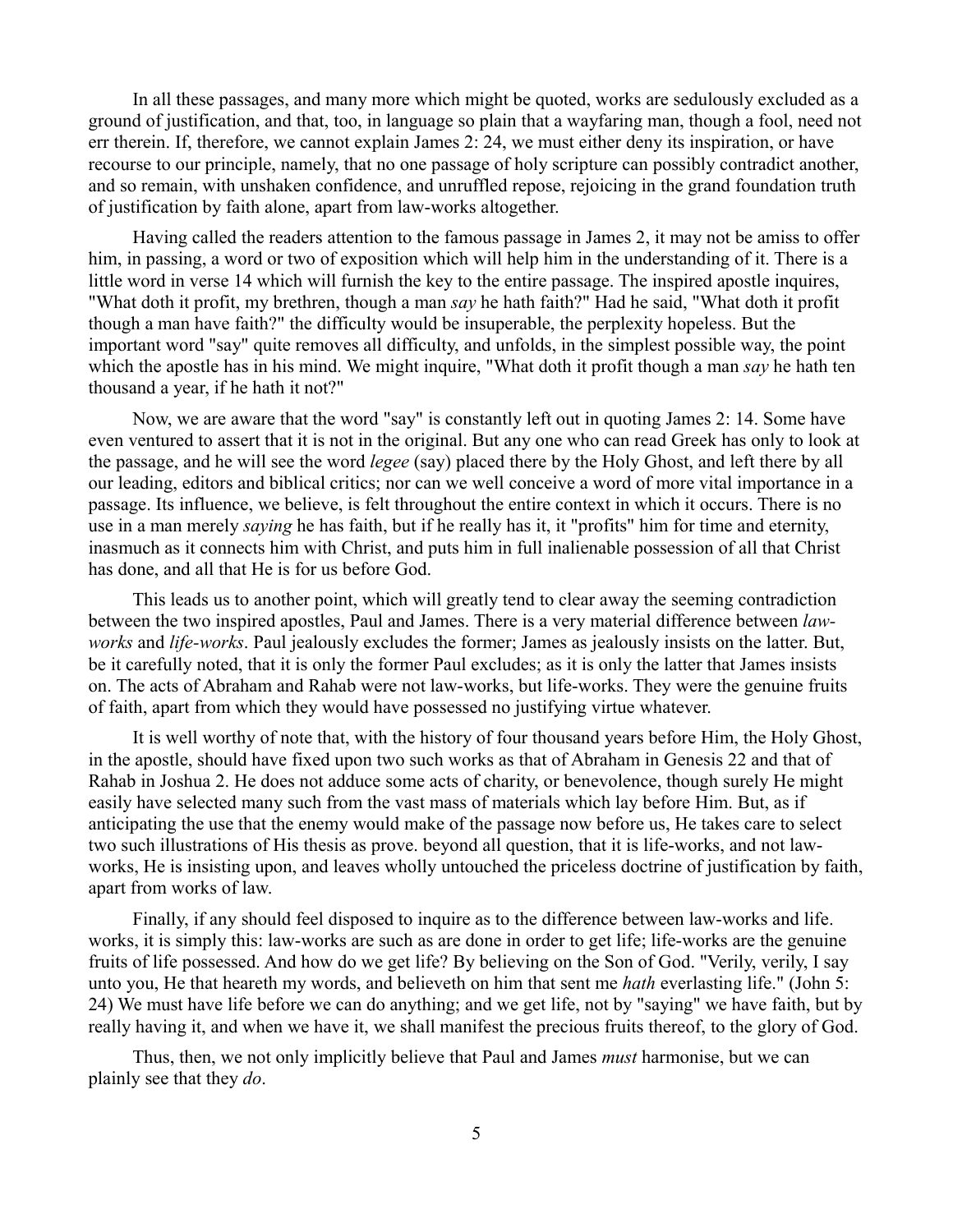In all these passages, and many more which might be quoted, works are sedulously excluded as a ground of justification, and that, too, in language so plain that a wayfaring man, though a fool, need not err therein. If, therefore, we cannot explain James 2: 24, we must either deny its inspiration, or have recourse to our principle, namely, that no one passage of holy scripture can possibly contradict another, and so remain, with unshaken confidence, and unruffled repose, rejoicing in the grand foundation truth of justification by faith alone, apart from law-works altogether.

Having called the readers attention to the famous passage in James 2, it may not be amiss to offer him, in passing, a word or two of exposition which will help him in the understanding of it. There is a little word in verse 14 which will furnish the key to the entire passage. The inspired apostle inquires, "What doth it profit, my brethren, though a man *say* he hath faith?" Had he said, "What doth it profit though a man have faith?" the difficulty would be insuperable, the perplexity hopeless. But the important word "say" quite removes all difficulty, and unfolds, in the simplest possible way, the point which the apostle has in his mind. We might inquire, "What doth it profit though a man *say* he hath ten thousand a year, if he hath it not?"

Now, we are aware that the word "say" is constantly left out in quoting James 2: 14. Some have even ventured to assert that it is not in the original. But any one who can read Greek has only to look at the passage, and he will see the word *legee* (say) placed there by the Holy Ghost, and left there by all our leading, editors and biblical critics; nor can we well conceive a word of more vital importance in a passage. Its influence, we believe, is felt throughout the entire context in which it occurs. There is no use in a man merely *saying* he has faith, but if he really has it, it "profits" him for time and eternity, inasmuch as it connects him with Christ, and puts him in full inalienable possession of all that Christ has done, and all that He is for us before God.

This leads us to another point, which will greatly tend to clear away the seeming contradiction between the two inspired apostles, Paul and James. There is a very material difference between *law-works* and *life-works*. Paul jealously excludes the former; James as jealously insists on the latter. But, be it carefully noted, that it is only the former Paul excludes; as it is only the latter that James insists on. The acts of Abraham and Rahab were not law-works, but life-works. They were the genuine fruits of faith, apart from which they would have possessed no justifying virtue whatever.

It is well worthy of note that, with the history of four thousand years before Him, the Holy Ghost, in the apostle, should have fixed upon two such works as that of Abraham in Genesis 22 and that of Rahab in Joshua 2. He does not adduce some acts of charity, or benevolence, though surely He might easily have selected many such from the vast mass of materials which lay before Him. But, as if anticipating the use that the enemy would make of the passage now before us, He takes care to select two such illustrations of His thesis as prove. beyond all question, that it is life-works, and not law-works, He is insisting upon, and leaves wholly untouched the priceless doctrine of justification by faith, apart from works of law.

Finally, if any should feel disposed to inquire as to the difference between law-works and life. works, it is simply this: law-works are such as are done in order to get life; life-works are the genuine fruits of life possessed. And how do we get life? By believing on the Son of God. "Verily, verily, I say unto you, He that heareth my words, and believeth on him that sent me *hath* everlasting life." (John 5: 24) We must have life before we can do anything; and we get life, not by "saying" we have faith, but by really having it, and when we have it, we shall manifest the precious fruits thereof, to the glory of God.

Thus, then, we not only implicitly believe that Paul and James *must* harmonise, but we can plainly see that they *do*.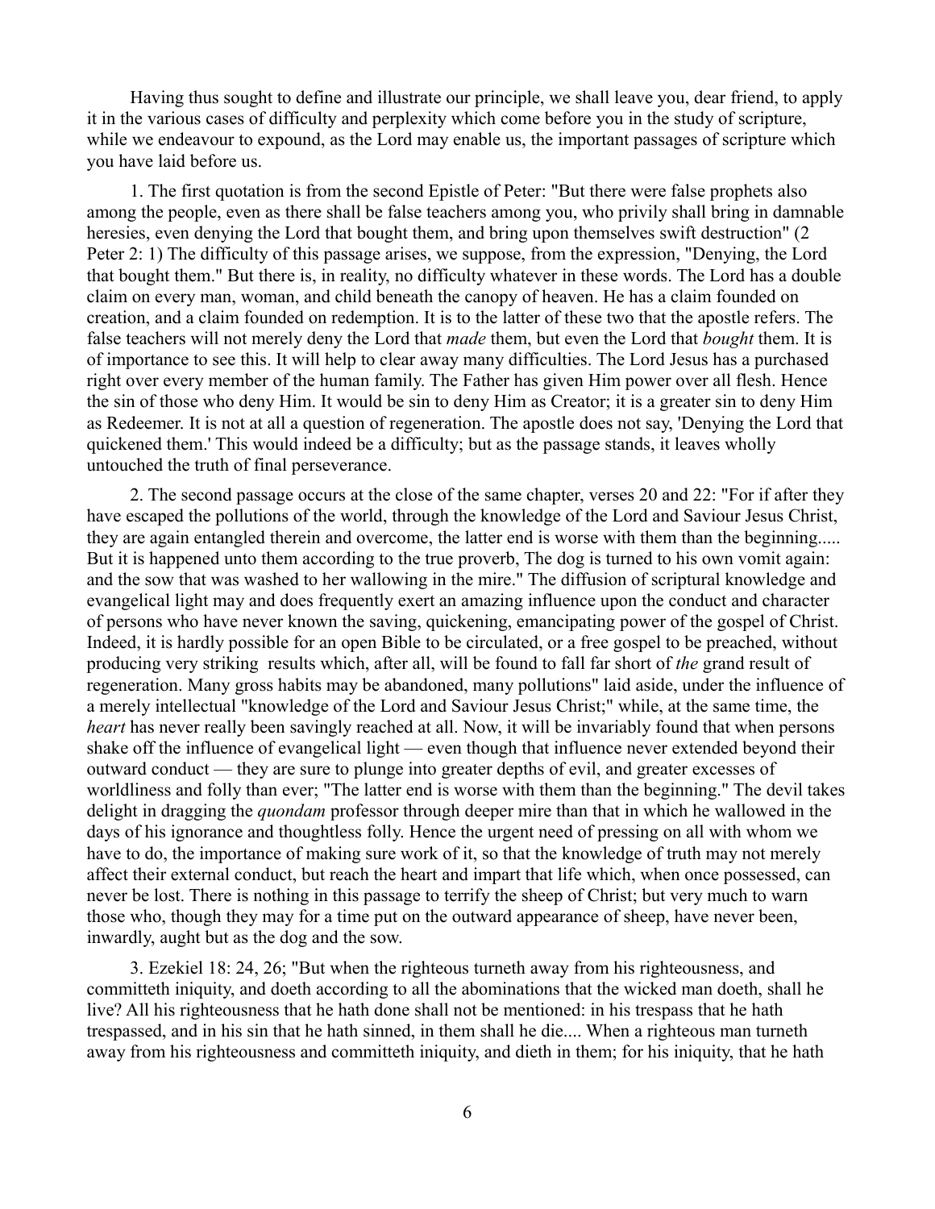Having thus sought to define and illustrate our principle, we shall leave you, dear friend, to apply it in the various cases of difficulty and perplexity which come before you in the study of scripture, while we endeavour to expound, as the Lord may enable us, the important passages of scripture which you have laid before us.

1. The first quotation is from the second Epistle of Peter: "But there were false prophets also among the people, even as there shall be false teachers among you, who privily shall bring in damnable heresies, even denying the Lord that bought them, and bring upon themselves swift destruction" (2 Peter 2: 1) The difficulty of this passage arises, we suppose, from the expression, "Denying, the Lord that bought them." But there is, in reality, no difficulty whatever in these words. The Lord has a double claim on every man, woman, and child beneath the canopy of heaven. He has a claim founded on creation, and a claim founded on redemption. It is to the latter of these two that the apostle refers. The false teachers will not merely deny the Lord that *made* them, but even the Lord that *bought* them. It is of importance to see this. It will help to clear away many difficulties. The Lord Jesus has a purchased right over every member of the human family. The Father has given Him power over all flesh. Hence the sin of those who deny Him. It would be sin to deny Him as Creator; it is a greater sin to deny Him as Redeemer. It is not at all a question of regeneration. The apostle does not say, 'Denying the Lord that quickened them.' This would indeed be a difficulty; but as the passage stands, it leaves wholly untouched the truth of final perseverance.

2. The second passage occurs at the close of the same chapter, verses 20 and 22: "For if after they have escaped the pollutions of the world, through the knowledge of the Lord and Saviour Jesus Christ, they are again entangled therein and overcome, the latter end is worse with them than the beginning..... But it is happened unto them according to the true proverb, The dog is turned to his own vomit again: and the sow that was washed to her wallowing in the mire." The diffusion of scriptural knowledge and evangelical light may and does frequently exert an amazing influence upon the conduct and character of persons who have never known the saving, quickening, emancipating power of the gospel of Christ. Indeed, it is hardly possible for an open Bible to be circulated, or a free gospel to be preached, without producing very striking results which, after all, will be found to fall far short of *the* grand result of regeneration. Many gross habits may be abandoned, many pollutions" laid aside, under the influence of a merely intellectual "knowledge of the Lord and Saviour Jesus Christ;" while, at the same time, the *heart* has never really been savingly reached at all. Now, it will be invariably found that when persons shake off the influence of evangelical light — even though that influence never extended beyond their outward conduct — they are sure to plunge into greater depths of evil, and greater excesses of worldliness and folly than ever; "The latter end is worse with them than the beginning." The devil takes delight in dragging the *quondam* professor through deeper mire than that in which he wallowed in the days of his ignorance and thoughtless folly. Hence the urgent need of pressing on all with whom we have to do, the importance of making sure work of it, so that the knowledge of truth may not merely affect their external conduct, but reach the heart and impart that life which, when once possessed, can never be lost. There is nothing in this passage to terrify the sheep of Christ; but very much to warn those who, though they may for a time put on the outward appearance of sheep, have never been, inwardly, aught but as the dog and the sow.

3. Ezekiel 18: 24, 26; "But when the righteous turneth away from his righteousness, and committeth iniquity, and doeth according to all the abominations that the wicked man doeth, shall he live? All his righteousness that he hath done shall not be mentioned: in his trespass that he hath trespassed, and in his sin that he hath sinned, in them shall he die.... When a righteous man turneth away from his righteousness and committeth iniquity, and dieth in them; for his iniquity, that he hath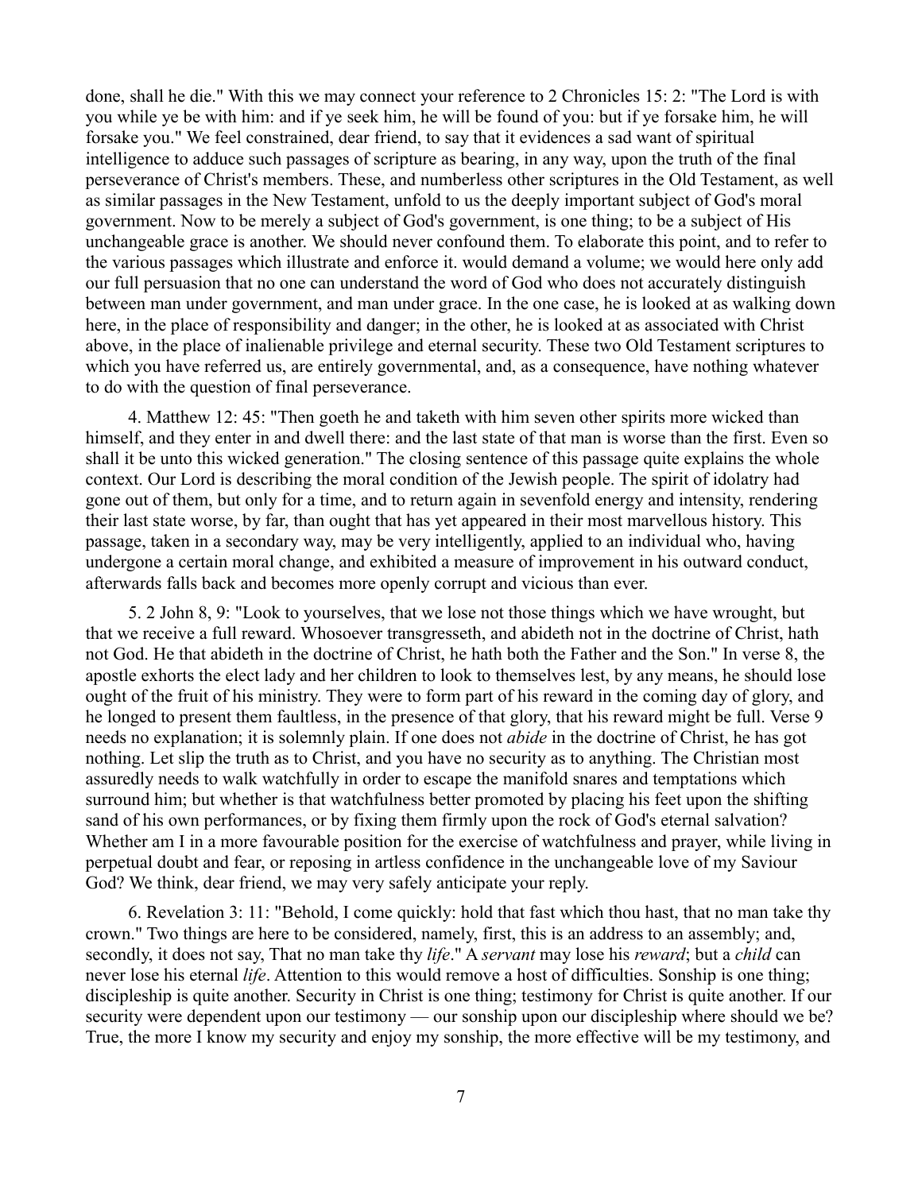done, shall he die." With this we may connect your reference to 2 Chronicles 15: 2: "The Lord is with you while ye be with him: and if ye seek him, he will be found of you: but if ye forsake him, he will forsake you." We feel constrained, dear friend, to say that it evidences a sad want of spiritual intelligence to adduce such passages of scripture as bearing, in any way, upon the truth of the final perseverance of Christ's members. These, and numberless other scriptures in the Old Testament, as well as similar passages in the New Testament, unfold to us the deeply important subject of God's moral government. Now to be merely a subject of God's government, is one thing; to be a subject of His unchangeable grace is another. We should never confound them. To elaborate this point, and to refer to the various passages which illustrate and enforce it. would demand a volume; we would here only add our full persuasion that no one can understand the word of God who does not accurately distinguish between man under government, and man under grace. In the one case, he is looked at as walking down here, in the place of responsibility and danger; in the other, he is looked at as associated with Christ above, in the place of inalienable privilege and eternal security. These two Old Testament scriptures to which you have referred us, are entirely governmental, and, as a consequence, have nothing whatever to do with the question of final perseverance.

4. Matthew 12: 45: "Then goeth he and taketh with him seven other spirits more wicked than himself, and they enter in and dwell there: and the last state of that man is worse than the first. Even so shall it be unto this wicked generation." The closing sentence of this passage quite explains the whole context. Our Lord is describing the moral condition of the Jewish people. The spirit of idolatry had gone out of them, but only for a time, and to return again in sevenfold energy and intensity, rendering their last state worse, by far, than ought that has yet appeared in their most marvellous history. This passage, taken in a secondary way, may be very intelligently, applied to an individual who, having undergone a certain moral change, and exhibited a measure of improvement in his outward conduct, afterwards falls back and becomes more openly corrupt and vicious than ever.

5. 2 John 8, 9: "Look to yourselves, that we lose not those things which we have wrought, but that we receive a full reward. Whosoever transgresseth, and abideth not in the doctrine of Christ, hath not God. He that abideth in the doctrine of Christ, he hath both the Father and the Son." In verse 8, the apostle exhorts the elect lady and her children to look to themselves lest, by any means, he should lose ought of the fruit of his ministry. They were to form part of his reward in the coming day of glory, and he longed to present them faultless, in the presence of that glory, that his reward might be full. Verse 9 needs no explanation; it is solemnly plain. If one does not *abide* in the doctrine of Christ, he has got nothing. Let slip the truth as to Christ, and you have no security as to anything. The Christian most assuredly needs to walk watchfully in order to escape the manifold snares and temptations which surround him; but whether is that watchfulness better promoted by placing his feet upon the shifting sand of his own performances, or by fixing them firmly upon the rock of God's eternal salvation? Whether am I in a more favourable position for the exercise of watchfulness and prayer, while living in perpetual doubt and fear, or reposing in artless confidence in the unchangeable love of my Saviour God? We think, dear friend, we may very safely anticipate your reply.

6. Revelation 3: 11: "Behold, I come quickly: hold that fast which thou hast, that no man take thy crown." Two things are here to be considered, namely, first, this is an address to an assembly; and, secondly, it does not say, That no man take thy *life*." A *servant* may lose his *reward*; but a *child* can never lose his eternal *life*. Attention to this would remove a host of difficulties. Sonship is one thing; discipleship is quite another. Security in Christ is one thing; testimony for Christ is quite another. If our security were dependent upon our testimony — our sonship upon our discipleship where should we be? True, the more I know my security and enjoy my sonship, the more effective will be my testimony, and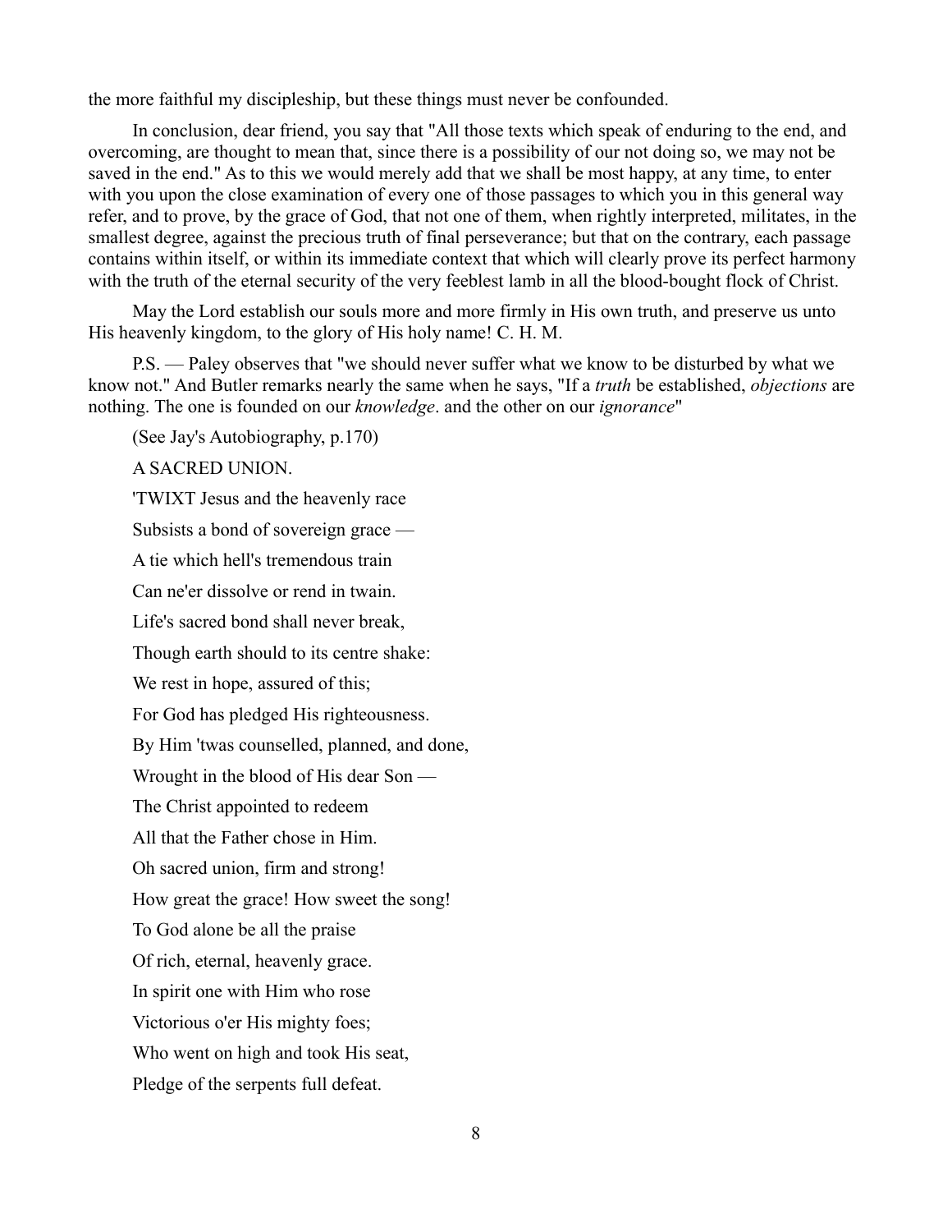the more faithful my discipleship, but these things must never be confounded.

In conclusion, dear friend, you say that "All those texts which speak of enduring to the end, and overcoming, are thought to mean that, since there is a possibility of our not doing so, we may not be saved in the end." As to this we would merely add that we shall be most happy, at any time, to enter with you upon the close examination of every one of those passages to which you in this general way refer, and to prove, by the grace of God, that not one of them, when rightly interpreted, militates, in the smallest degree, against the precious truth of final perseverance; but that on the contrary, each passage contains within itself, or within its immediate context that which will clearly prove its perfect harmony with the truth of the eternal security of the very feeblest lamb in all the blood-bought flock of Christ.

May the Lord establish our souls more and more firmly in His own truth, and preserve us unto His heavenly kingdom, to the glory of His holy name! C. H. M.

P.S. — Paley observes that "we should never suffer what we know to be disturbed by what we know not." And Butler remarks nearly the same when he says, "If a *truth* be established, *objections* are nothing. The one is founded on our *knowledge*. and the other on our *ignorance*"

(See Jay's Autobiography, p.170)

A SACRED UNION.

'TWIXT Jesus and the heavenly race

Subsists a bond of sovereign grace —

A tie which hell's tremendous train

Can ne'er dissolve or rend in twain.

Life's sacred bond shall never break,

Though earth should to its centre shake:

We rest in hope, assured of this;

For God has pledged His righteousness.

By Him 'twas counselled, planned, and done,

Wrought in the blood of His dear Son —

The Christ appointed to redeem

All that the Father chose in Him.

Oh sacred union, firm and strong!

How great the grace! How sweet the song!

To God alone be all the praise

Of rich, eternal, heavenly grace.

In spirit one with Him who rose

Victorious o'er His mighty foes;

Who went on high and took His seat,

Pledge of the serpents full defeat.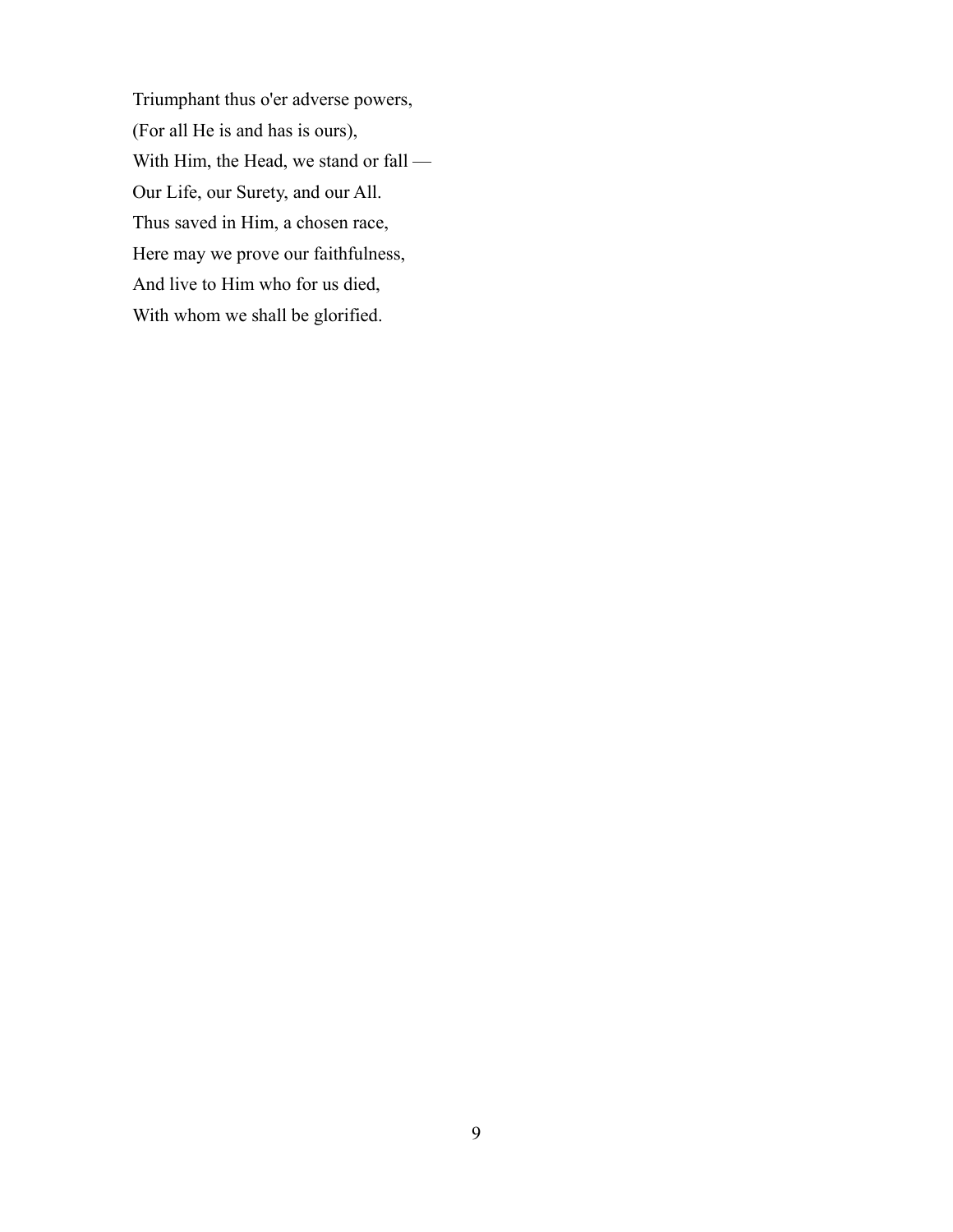Triumphant thus o'er adverse powers,  
(For all He is and has is ours),  
With Him, the Head, we stand or fall —  
Our Life, our Surety, and our All.  
Thus saved in Him, a chosen race,  
Here may we prove our faithfulness,  
And live to Him who for us died,  
With whom we shall be glorified.